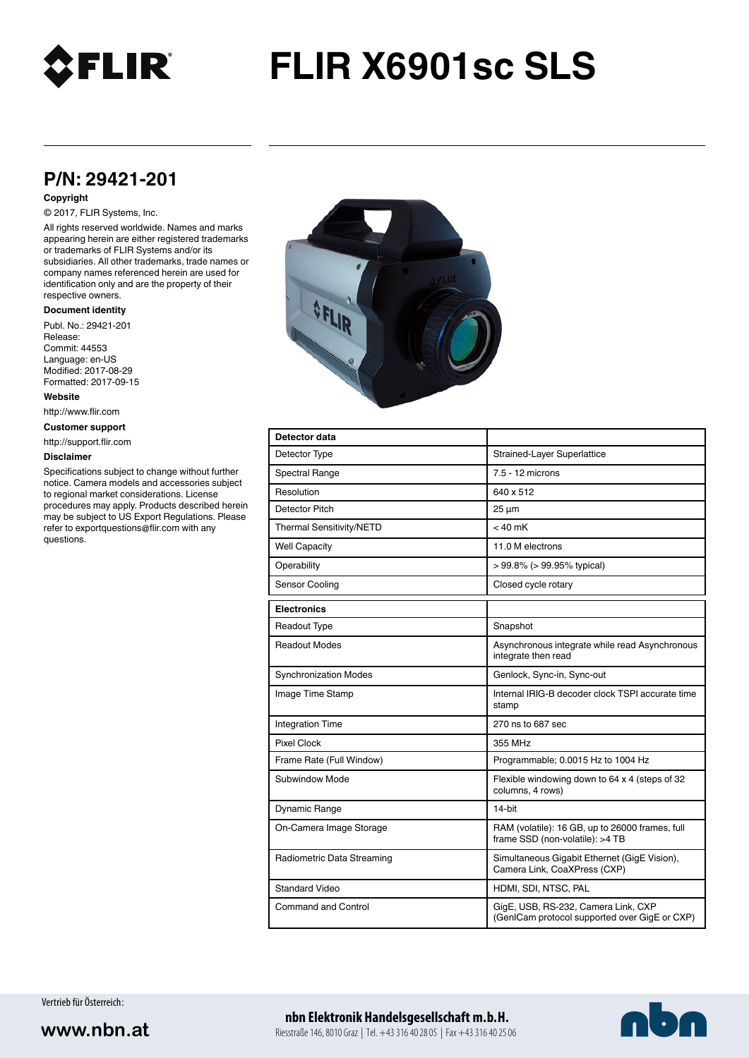# FLIR X6901sc SLS

## P/N: 29421-201

**Copyright**

© 2017, FLIR Systems, Inc.

All rights reserved worldwide. Names and marks appearing herein are either registered trademarks or trademarks of FLIR Systems and/or its subsidiaries. All other trademarks, trade names or company names referenced herein are used for identification only and are the property of their respective owners.

**Document identity**

Publ. No.: 29421-201
Release:
Commit: 44553
Language: en-US
Modified: 2017-08-29
Formatted: 2017-09-15

**Website**

http://www.flir.com

**Customer support**

http://support.flir.com

**Disclaimer**

Specifications subject to change without further notice. Camera models and accessories subject to regional market considerations. License procedures may apply. Products described herein may be subject to US Export Regulations. Please refer to exportquestions@flir.com with any questions.

| Detector data | |
|---|---|
| Detector Type | Strained-Layer Superlattice |
| Spectral Range | 7.5 - 12 microns |
| Resolution | 640 x 512 |
| Detector Pitch | 25 µm |
| Thermal Sensitivity/NETD | < 40 mK |
| Well Capacity | 11.0 M electrons |
| Operability | > 99.8% (> 99.95% typical) |
| Sensor Cooling | Closed cycle rotary |

| Electronics | |
|---|---|
| Readout Type | Snapshot |
| Readout Modes | Asynchronous integrate while read Asynchronous integrate then read |
| Synchronization Modes | Genlock, Sync-in, Sync-out |
| Image Time Stamp | Internal IRIG-B decoder clock TSPI accurate time stamp |
| Integration Time | 270 ns to 687 sec |
| Pixel Clock | 355 MHz |
| Frame Rate (Full Window) | Programmable; 0.0015 Hz to 1004 Hz |
| Subwindow Mode | Flexible windowing down to 64 x 4 (steps of 32 columns, 4 rows) |
| Dynamic Range | 14-bit |
| On-Camera Image Storage | RAM (volatile): 16 GB, up to 26000 frames, full frame SSD (non-volatile): >4 TB |
| Radiometric Data Streaming | Simultaneous Gigabit Ethernet (GigE Vision), Camera Link, CoaXPress (CXP) |
| Standard Video | HDMI, SDI, NTSC, PAL |
| Command and Control | GigE, USB, RS-232, Camera Link, CXP (GenICam protocol supported over GigE or CXP) |

Vertrieb für Österreich:

www.nbn.at

**nbn Elektronik Handelsgesellschaft m.b.H.**
Riesstraße 146, 8010 Graz | Tel. +43 316 40 28 05 | Fax +43 316 40 25 06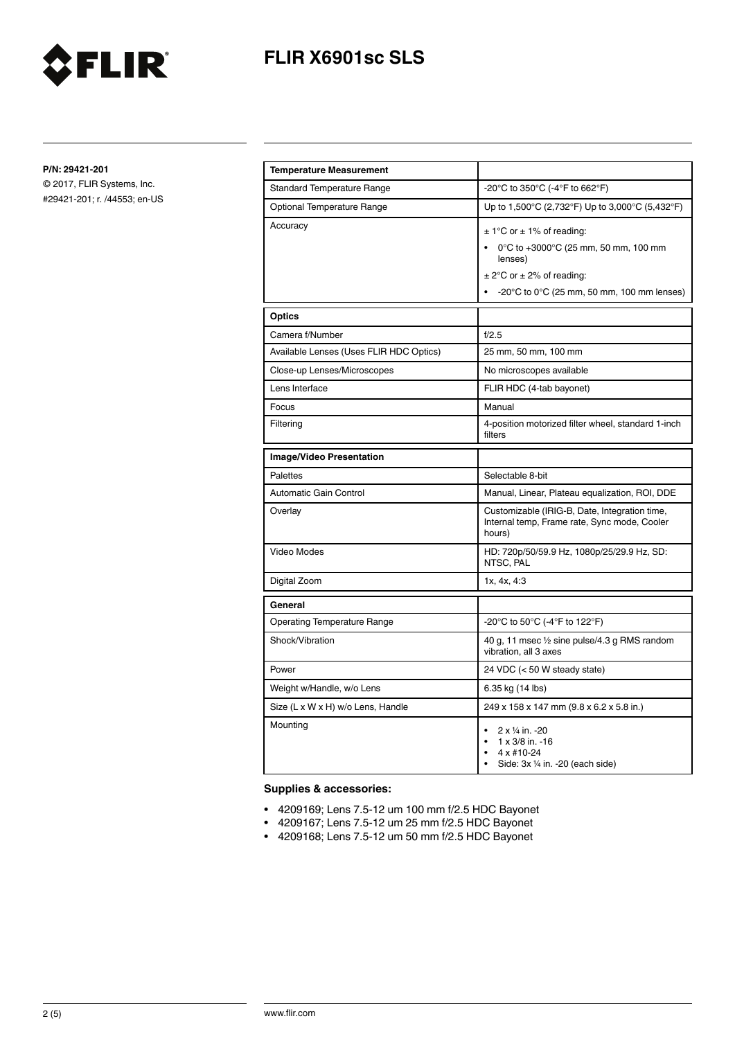P/N: 29421-201

© 2017, FLIR Systems, Inc.

#29421-201; r. /44553; en-US

| **Temperature Measurement** | |
| --- | --- |
| Standard Temperature Range | -20°C to 350°C (-4°F to 662°F) |
| Optional Temperature Range | Up to 1,500°C (2,732°F) Up to 3,000°C (5,432°F) |
| Accuracy | ± 1°C or ± 1% of reading:<br>• 0°C to +3000°C (25 mm, 50 mm, 100 mm lenses)<br>± 2°C or ± 2% of reading:<br>• -20°C to 0°C (25 mm, 50 mm, 100 mm lenses) |

| **Optics** | |
| --- | --- |
| Camera f/Number | f/2.5 |
| Available Lenses (Uses FLIR HDC Optics) | 25 mm, 50 mm, 100 mm |
| Close-up Lenses/Microscopes | No microscopes available |
| Lens Interface | FLIR HDC (4-tab bayonet) |
| Focus | Manual |
| Filtering | 4-position motorized filter wheel, standard 1-inch filters |

| **Image/Video Presentation** | |
| --- | --- |
| Palettes | Selectable 8-bit |
| Automatic Gain Control | Manual, Linear, Plateau equalization, ROI, DDE |
| Overlay | Customizable (IRIG-B, Date, Integration time, Internal temp, Frame rate, Sync mode, Cooler hours) |
| Video Modes | HD: 720p/50/59.9 Hz, 1080p/25/29.9 Hz, SD: NTSC, PAL |
| Digital Zoom | 1x, 4x, 4:3 |

| **General** | |
| --- | --- |
| Operating Temperature Range | -20°C to 50°C (-4°F to 122°F) |
| Shock/Vibration | 40 g, 11 msec ½ sine pulse/4.3 g RMS random vibration, all 3 axes |
| Power | 24 VDC (< 50 W steady state) |
| Weight w/Handle, w/o Lens | 6.35 kg (14 lbs) |
| Size (L x W x H) w/o Lens, Handle | 249 x 158 x 147 mm (9.8 x 6.2 x 5.8 in.) |
| Mounting | • 2 x ¼ in. -20<br>• 1 x 3/8 in. -16<br>• 4 x #10-24<br>• Side: 3x ¼ in. -20 (each side) |

**Supplies & accessories:**

- 4209169; Lens 7.5-12 um 100 mm f/2.5 HDC Bayonet
- 4209167; Lens 7.5-12 um 25 mm f/2.5 HDC Bayonet
- 4209168; Lens 7.5-12 um 50 mm f/2.5 HDC Bayonet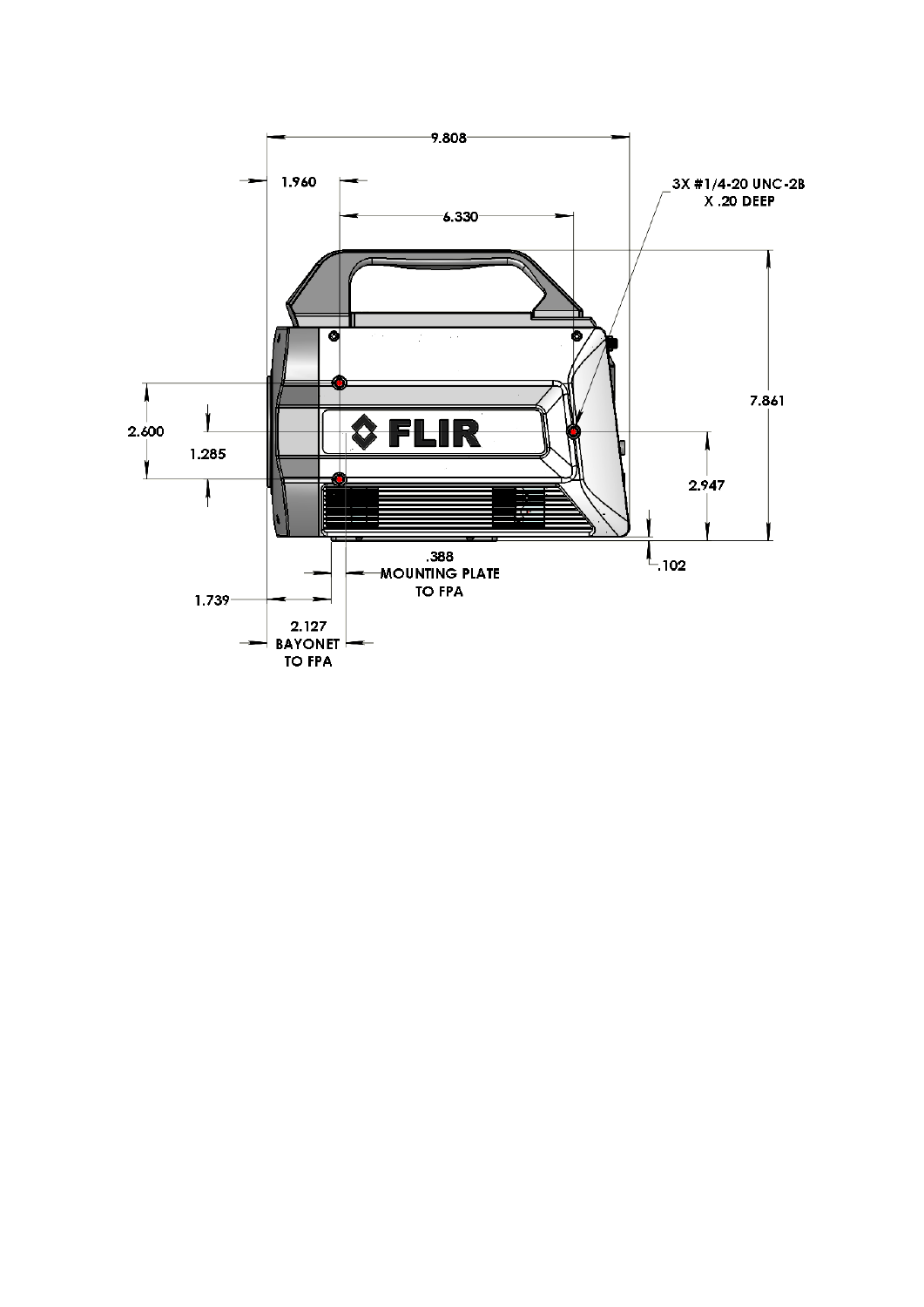9.808

1.960

6.330

3X #1/4-20 UNC-2B
X .20 DEEP

7.861

2.600

1.285

FLIR

2.947

.102

.388
MOUNTING PLATE
TO FPA

1.739

2.127
BAYONET
TO FPA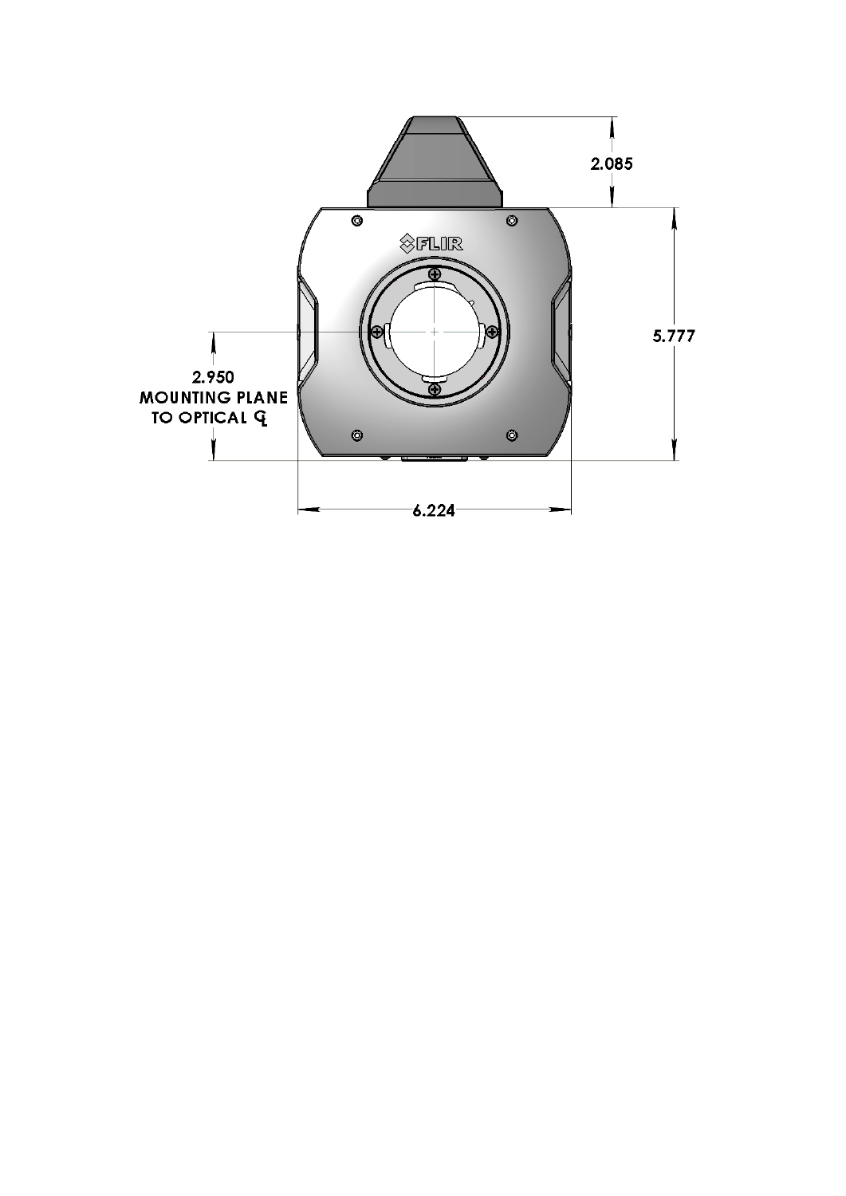2.085

5.777

2.950
MOUNTING PLANE
TO OPTICAL ℄

6.224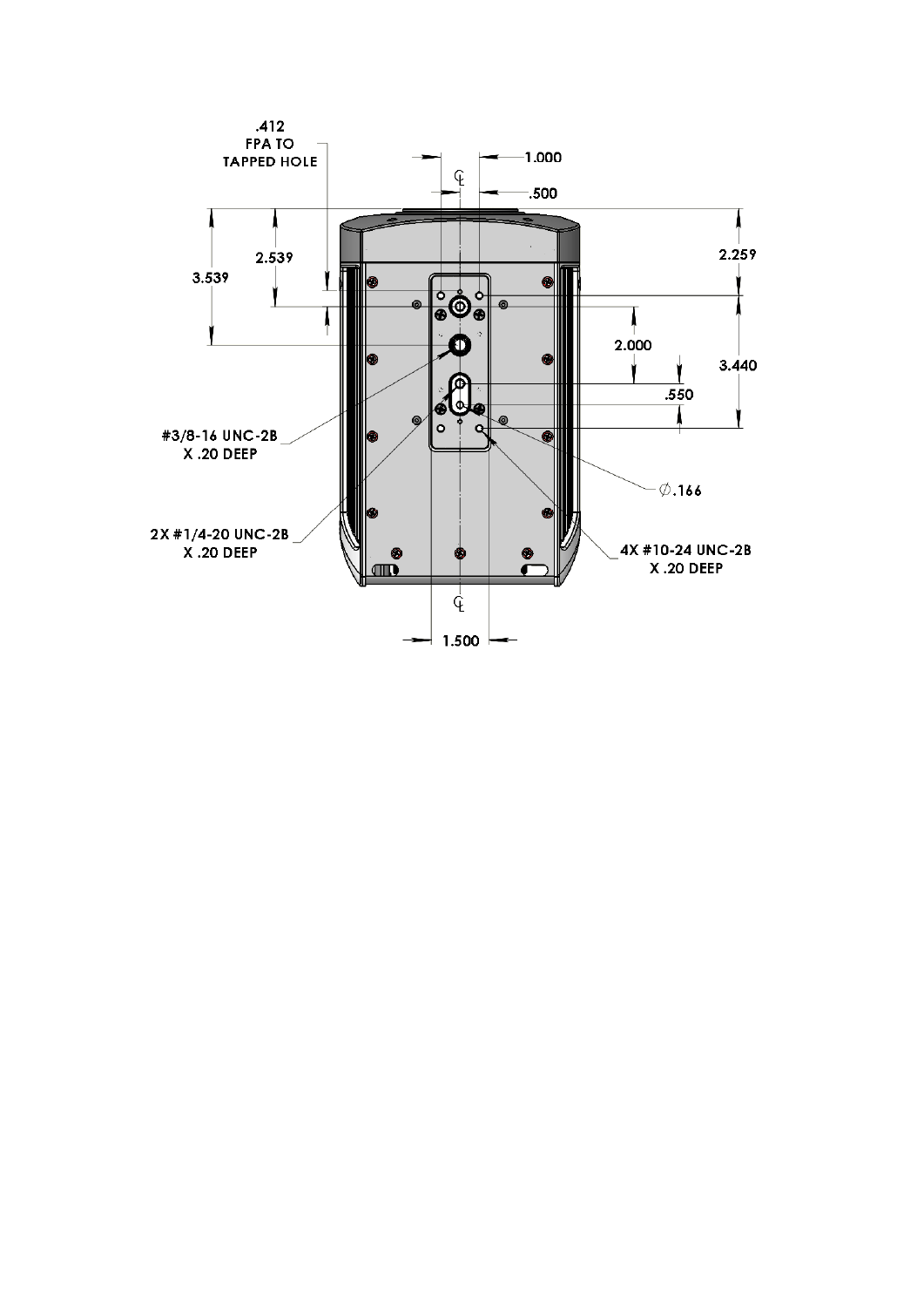.412
FPA TO
TAPPED HOLE

1.000

.500

2.539

3.539

2.259

2.000

3.440

.550

#3/8-16 UNC-2B
X .20 DEEP

∅.166

2X #1/4-20 UNC-2B
X .20 DEEP

4X #10-24 UNC-2B
X .20 DEEP

1.500